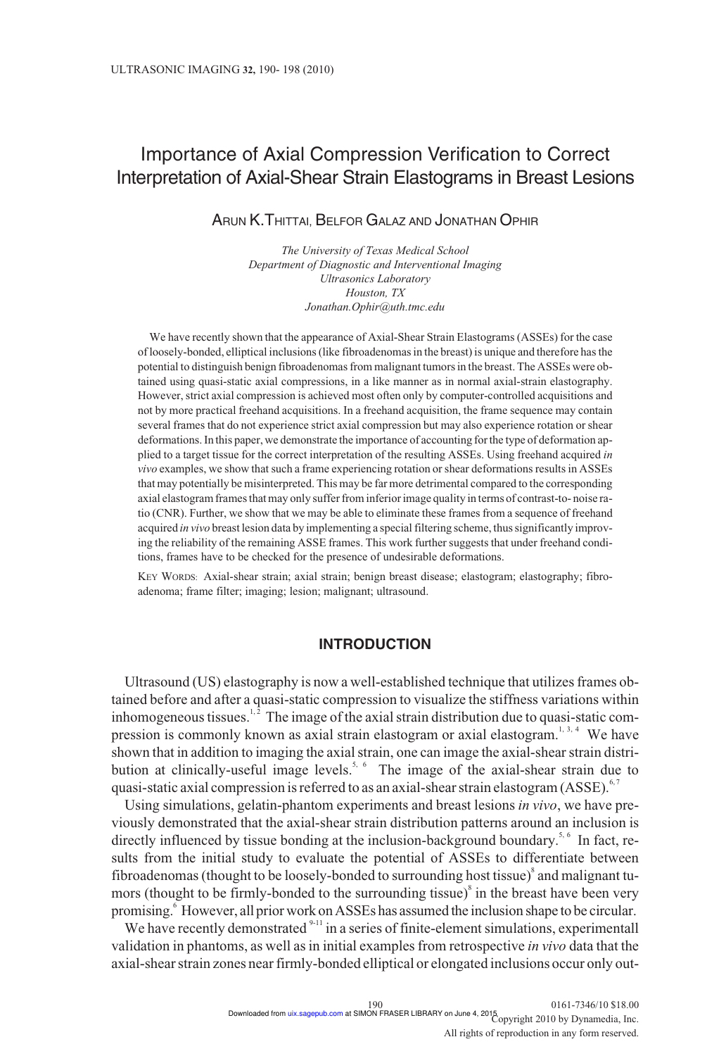# Importance of Axial Compression Verification to Correct Interpretation of Axial-Shear Strain Elastograms in Breast Lesions

ARUN K. THITTAI, BELFOR GALAZ AND JONATHAN OPHIR

*The University of Texas Medical School*
*Department of Diagnostic and Interventional Imaging*
*Ultrasonics Laboratory*
*Houston, TX*
*Jonathan.Ophir@uth.tmc.edu*

We have recently shown that the appearance of Axial-Shear Strain Elastograms (ASSEs) for the case of loosely-bonded, elliptical inclusions (like fibroadenomas in the breast) is unique and therefore has the potential to distinguish benign fibroadenomas from malignant tumors in the breast. The ASSEs were obtained using quasi-static axial compressions, in a like manner as in normal axial-strain elastography. However, strict axial compression is achieved most often only by computer-controlled acquisitions and not by more practical freehand acquisitions. In a freehand acquisition, the frame sequence may contain several frames that do not experience strict axial compression but may also experience rotation or shear deformations. In this paper, we demonstrate the importance of accounting for the type of deformation applied to a target tissue for the correct interpretation of the resulting ASSEs. Using freehand acquired *in vivo* examples, we show that such a frame experiencing rotation or shear deformations results in ASSEs that may potentially be misinterpreted. This may be far more detrimental compared to the corresponding axial elastogram frames that may only suffer from inferior image quality in terms of contrast-to- noise ratio (CNR). Further, we show that we may be able to eliminate these frames from a sequence of freehand acquired *in vivo* breast lesion data by implementing a special filtering scheme, thus significantly improving the reliability of the remaining ASSE frames. This work further suggests that under freehand conditions, frames have to be checked for the presence of undesirable deformations.

KEY WORDS: Axial-shear strain; axial strain; benign breast disease; elastogram; elastography; fibroadenoma; frame filter; imaging; lesion; malignant; ultrasound.

## INTRODUCTION

Ultrasound (US) elastography is now a well-established technique that utilizes frames obtained before and after a quasi-static compression to visualize the stiffness variations within inhomogeneous tissues.[1,2] The image of the axial strain distribution due to quasi-static compression is commonly known as axial strain elastogram or axial elastogram.[1,3,4] We have shown that in addition to imaging the axial strain, one can image the axial-shear strain distribution at clinically-useful image levels.[5,6] The image of the axial-shear strain due to quasi-static axial compression is referred to as an axial-shear strain elastogram (ASSE).[6,7]

Using simulations, gelatin-phantom experiments and breast lesions *in vivo*, we have previously demonstrated that the axial-shear strain distribution patterns around an inclusion is directly influenced by tissue bonding at the inclusion-background boundary.[5,6] In fact, results from the initial study to evaluate the potential of ASSEs to differentiate between fibroadenomas (thought to be loosely-bonded to surrounding host tissue)[8] and malignant tumors (thought to be firmly-bonded to the surrounding tissue)[8] in the breast have been very promising.[6] However, all prior work on ASSEs has assumed the inclusion shape to be circular.

We recently demonstrated [9-11] in a series of finite-element simulations, experimentall validation in phantoms, as well as in initial examples from retrospective *in vivo* data that the axial-shear strain zones near firmly-bonded elliptical or elongated inclusions occur only out-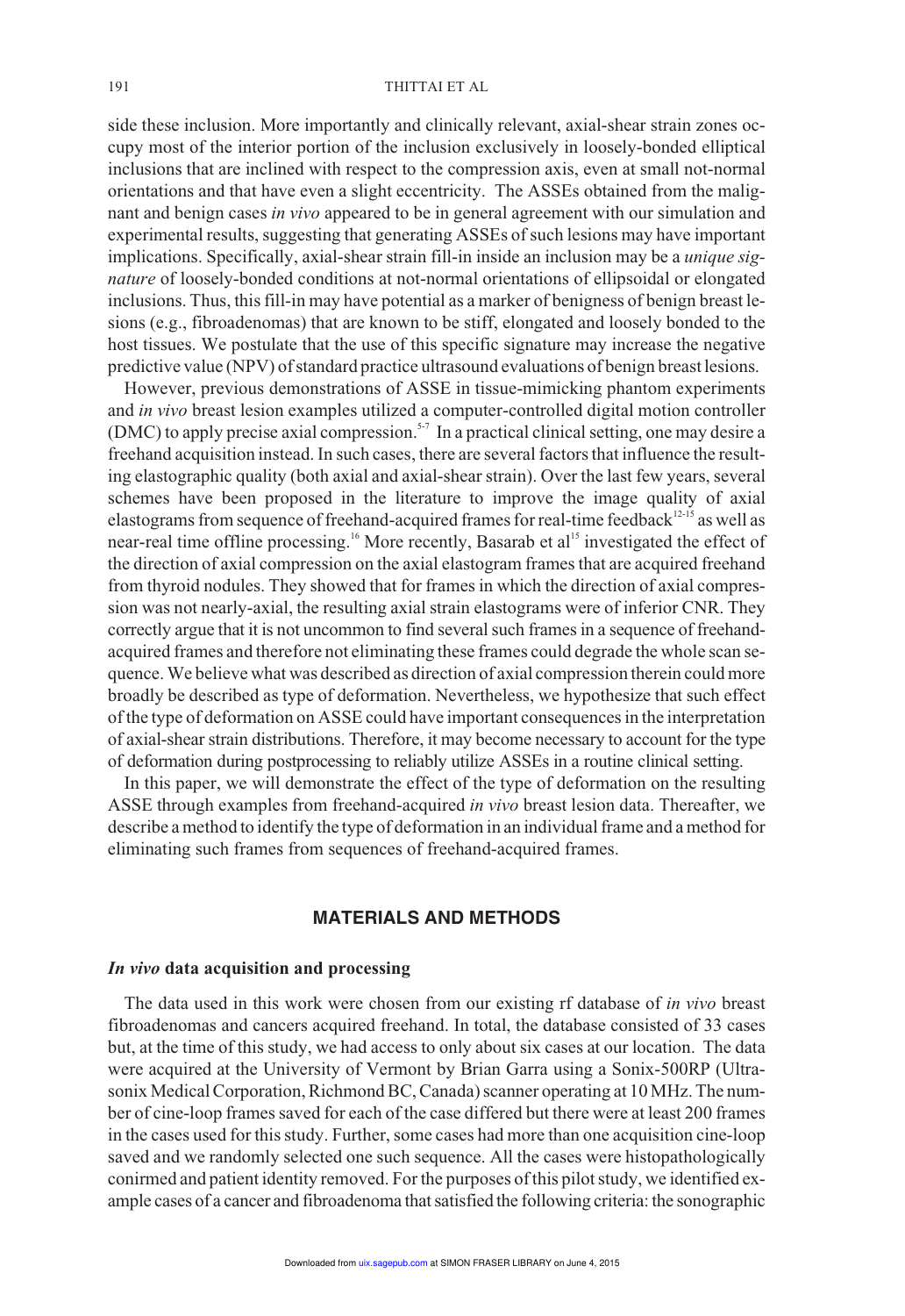side these inclusion. More importantly and clinically relevant, axial-shear strain zones occupy most of the interior portion of the inclusion exclusively in loosely-bonded elliptical inclusions that are inclined with respect to the compression axis, even at small not-normal orientations and that have even a slight eccentricity. The ASSEs obtained from the malignant and benign cases *in vivo* appeared to be in general agreement with our simulation and experimental results, suggesting that generating ASSEs of such lesions may have important implications. Specifically, axial-shear strain fill-in inside an inclusion may be a *unique signature* of loosely-bonded conditions at not-normal orientations of ellipsoidal or elongated inclusions. Thus, this fill-in may have potential as a marker of benigness of benign breast lesions (e.g., fibroadenomas) that are known to be stiff, elongated and loosely bonded to the host tissues. We postulate that the use of this specific signature may increase the negative predictive value (NPV) of standard practice ultrasound evaluations of benign breast lesions.

However, previous demonstrations of ASSE in tissue-mimicking phantom experiments and *in vivo* breast lesion examples utilized a computer-controlled digital motion controller (DMC) to apply precise axial compression.[5-7] In a practical clinical setting, one may desire a freehand acquisition instead. In such cases, there are several factors that influence the resulting elastographic quality (both axial and axial-shear strain). Over the last few years, several schemes have been proposed in the literature to improve the image quality of axial elastograms from sequence of freehand-acquired frames for real-time feedback[12-15] as well as near-real time offline processing.[16] More recently, Basarab et al[15] investigated the effect of the direction of axial compression on the axial elastogram frames that are acquired freehand from thyroid nodules. They showed that for frames in which the direction of axial compression was not nearly-axial, the resulting axial strain elastograms were of inferior CNR. They correctly argue that it is not uncommon to find several such frames in a sequence of freehand-acquired frames and therefore not eliminating these frames could degrade the whole scan sequence. We believe what was described as direction of axial compression therein could more broadly be described as type of deformation. Nevertheless, we hypothesize that such effect of the type of deformation on ASSE could have important consequences in the interpretation of axial-shear strain distributions. Therefore, it may become necessary to account for the type of deformation during postprocessing to reliably utilize ASSEs in a routine clinical setting.

In this paper, we will demonstrate the effect of the type of deformation on the resulting ASSE through examples from freehand-acquired *in vivo* breast lesion data. Thereafter, we describe a method to identify the type of deformation in an individual frame and a method for eliminating such frames from sequences of freehand-acquired frames.

## MATERIALS AND METHODS

### *In vivo* data acquisition and processing

The data used in this work were chosen from our existing rf database of *in vivo* breast fibroadenomas and cancers acquired freehand. In total, the database consisted of 33 cases but, at the time of this study, we had access to only about six cases at our location. The data were acquired at the University of Vermont by Brian Garra using a Sonix-500RP (Ultrasonix Medical Corporation, Richmond BC, Canada) scanner operating at 10 MHz. The number of cine-loop frames saved for each of the case differed but there were at least 200 frames in the cases used for this study. Further, some cases had more than one acquisition cine-loop saved and we randomly selected one such sequence. All the cases were histopathologically conirmed and patient identity removed. For the purposes of this pilot study, we identified example cases of a cancer and fibroadenoma that satisfied the following criteria: the sonographic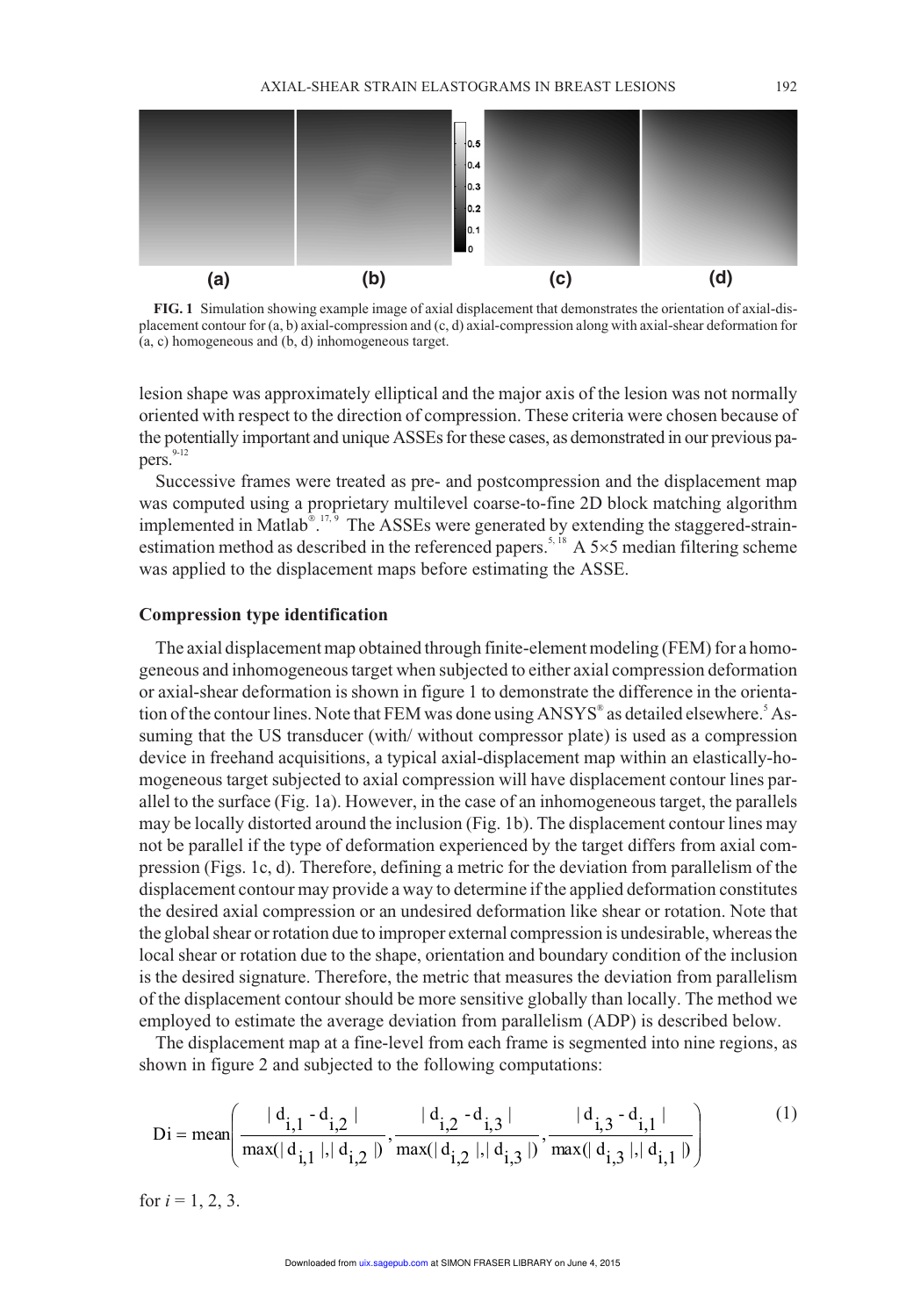**FIG. 1** Simulation showing example image of axial displacement that demonstrates the orientation of axial-displacement contour for (a, b) axial-compression and (c, d) axial-compression along with axial-shear deformation for (a, c) homogeneous and (b, d) inhomogeneous target.

lesion shape was approximately elliptical and the major axis of the lesion was not normally oriented with respect to the direction of compression. These criteria were chosen because of the potentially important and unique ASSEs for these cases, as demonstrated in our previous papers.[9-12]

Successive frames were treated as pre- and postcompression and the displacement map was computed using a proprietary multilevel coarse-to-fine 2D block matching algorithm implemented in Matlab®.[17,9] The ASSEs were generated by extending the staggered-strain-estimation method as described in the referenced papers.[5,18] A 5×5 median filtering scheme was applied to the displacement maps before estimating the ASSE.

## Compression type identification

The axial displacement map obtained through finite-element modeling (FEM) for a homogeneous and inhomogeneous target when subjected to either axial compression deformation or axial-shear deformation is shown in figure 1 to demonstrate the difference in the orientation of the contour lines. Note that FEM was done using ANSYS® as detailed elsewhere.[5] Assuming that the US transducer (with/ without compressor plate) is used as a compression device in freehand acquisitions, a typical axial-displacement map within an elastically-homogeneous target subjected to axial compression will have displacement contour lines parallel to the surface (Fig. 1a). However, in the case of an inhomogeneous target, the parallels may be locally distorted around the inclusion (Fig. 1b). The displacement contour lines may not be parallel if the type of deformation experienced by the target differs from axial compression (Figs. 1c, d). Therefore, defining a metric for the deviation from parallelism of the displacement contour may provide a way to determine if the applied deformation constitutes the desired axial compression or an undesired deformation like shear or rotation. Note that the global shear or rotation due to improper external compression is undesirable, whereas the local shear or rotation due to the shape, orientation and boundary condition of the inclusion is the desired signature. Therefore, the metric that measures the deviation from parallelism of the displacement contour should be more sensitive globally than locally. The method we employed to estimate the average deviation from parallelism (ADP) is described below.

The displacement map at a fine-level from each frame is segmented into nine regions, as shown in figure 2 and subjected to the following computations:

$$\mathrm{Di} = \mathrm{mean}\left( \frac{|d_{i,1} - d_{i,2}|}{\max(|d_{i,1}|,|d_{i,2}|)}, \frac{|d_{i,2} - d_{i,3}|}{\max(|d_{i,2}|,|d_{i,3}|)}, \frac{|d_{i,3} - d_{i,1}|}{\max(|d_{i,3}|,|d_{i,1}|)} \right) \tag{1}$$

for $i = 1, 2, 3$.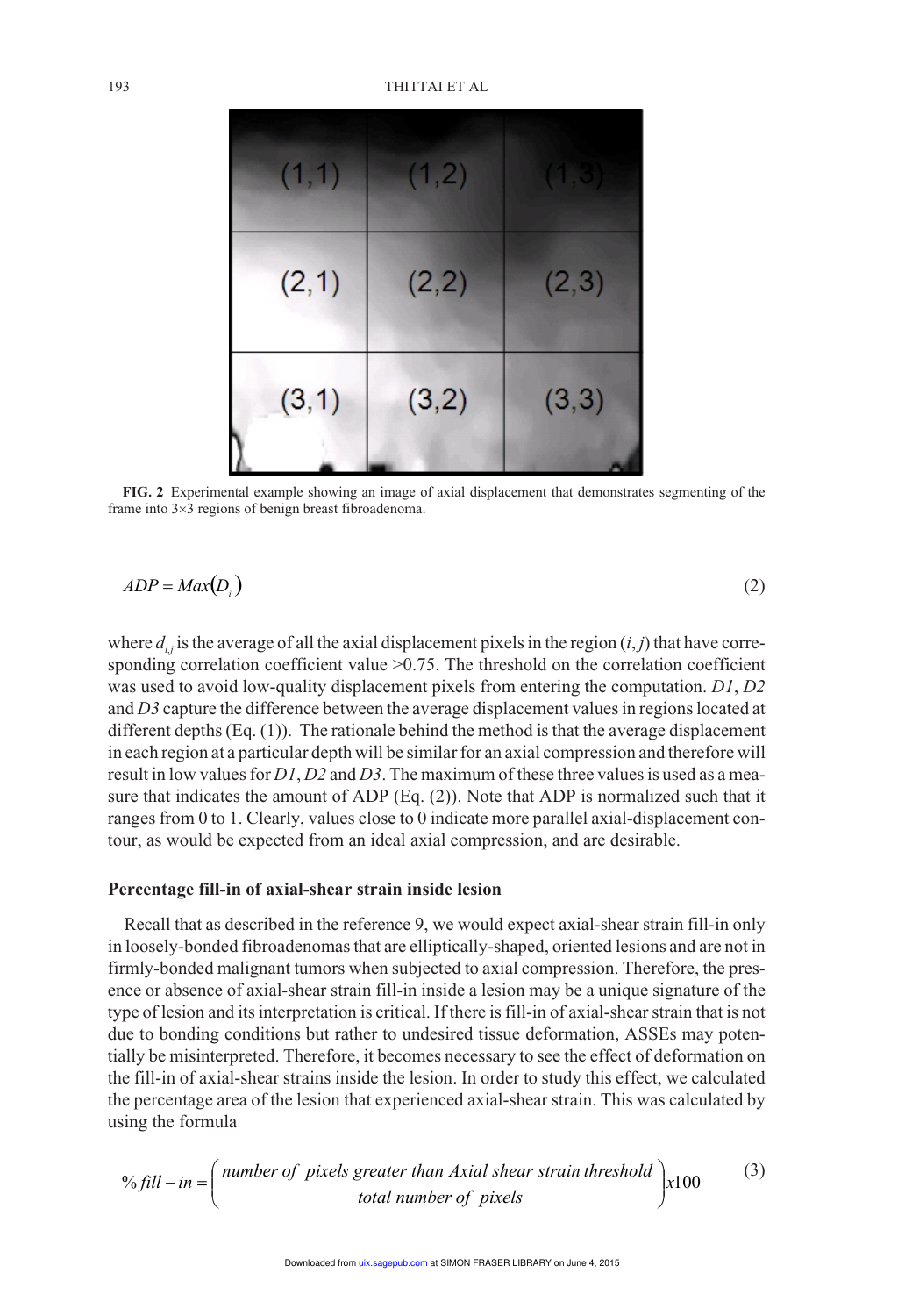**FIG. 2** Experimental example showing an image of axial displacement that demonstrates segmenting of the frame into 3×3 regions of benign breast fibroadenoma.

$$ADP = Max(D_i) \tag{2}$$

where $d_{i,j}$ is the average of all the axial displacement pixels in the region $(i,j)$ that have corresponding correlation coefficient value >0.75. The threshold on the correlation coefficient was used to avoid low-quality displacement pixels from entering the computation. *D1*, *D2* and *D3* capture the difference between the average displacement values in regions located at different depths (Eq. (1)). The rationale behind the method is that the average displacement in each region at a particular depth will be similar for an axial compression and therefore will result in low values for *D1*, *D2* and *D3*. The maximum of these three values is used as a measure that indicates the amount of ADP (Eq. (2)). Note that ADP is normalized such that it ranges from 0 to 1. Clearly, values close to 0 indicate more parallel axial-displacement contour, as would be expected from an ideal axial compression, and are desirable.

### Percentage fill-in of axial-shear strain inside lesion

Recall that as described in the reference 9, we would expect axial-shear strain fill-in only in loosely-bonded fibroadenomas that are elliptically-shaped, oriented lesions and are not in firmly-bonded malignant tumors when subjected to axial compression. Therefore, the presence or absence of axial-shear strain fill-in inside a lesion may be a unique signature of the type of lesion and its interpretation is critical. If there is fill-in of axial-shear strain that is not due to bonding conditions but rather to undesired tissue deformation, ASSEs may potentially be misinterpreted. Therefore, it becomes necessary to see the effect of deformation on the fill-in of axial-shear strains inside the lesion. In order to study this effect, we calculated the percentage area of the lesion that experienced axial-shear strain. This was calculated by using the formula

$$\%\,fill-in = \left( \frac{number\ of\ pixels\ greater\ than\ Axial\ shear\ strain\ threshold}{total\ number\ of\ pixels} \right) x100 \tag{3}$$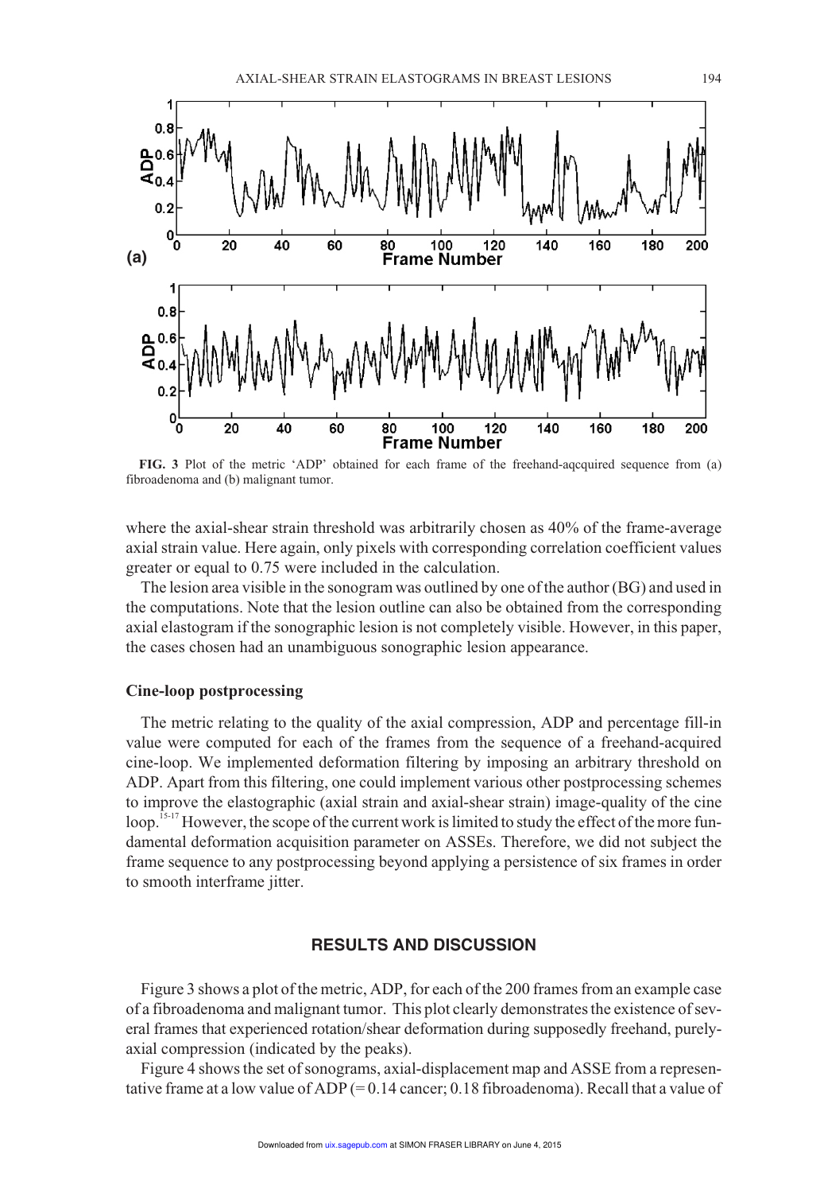**FIG. 3** Plot of the metric 'ADP' obtained for each frame of the freehand-aqcquired sequence from (a) fibroadenoma and (b) malignant tumor.

where the axial-shear strain threshold was arbitrarily chosen as 40% of the frame-average axial strain value. Here again, only pixels with corresponding correlation coefficient values greater or equal to 0.75 were included in the calculation.

The lesion area visible in the sonogram was outlined by one of the author (BG) and used in the computations. Note that the lesion outline can also be obtained from the corresponding axial elastogram if the sonographic lesion is not completely visible. However, in this paper, the cases chosen had an unambiguous sonographic lesion appearance.

### Cine-loop postprocessing

The metric relating to the quality of the axial compression, ADP and percentage fill-in value were computed for each of the frames from the sequence of a freehand-acquired cine-loop. We implemented deformation filtering by imposing an arbitrary threshold on ADP. Apart from this filtering, one could implement various other postprocessing schemes to improve the elastographic (axial strain and axial-shear strain) image-quality of the cine loop.[15-17] However, the scope of the current work is limited to study the effect of the more fundamental deformation acquisition parameter on ASSEs. Therefore, we did not subject the frame sequence to any postprocessing beyond applying a persistence of six frames in order to smooth interframe jitter.

## RESULTS AND DISCUSSION

Figure 3 shows a plot of the metric, ADP, for each of the 200 frames from an example case of a fibroadenoma and malignant tumor. This plot clearly demonstrates the existence of several frames that experienced rotation/shear deformation during supposedly freehand, purely-axial compression (indicated by the peaks).

Figure 4 shows the set of sonograms, axial-displacement map and ASSE from a representative frame at a low value of ADP (= 0.14 cancer; 0.18 fibroadenoma). Recall that a value of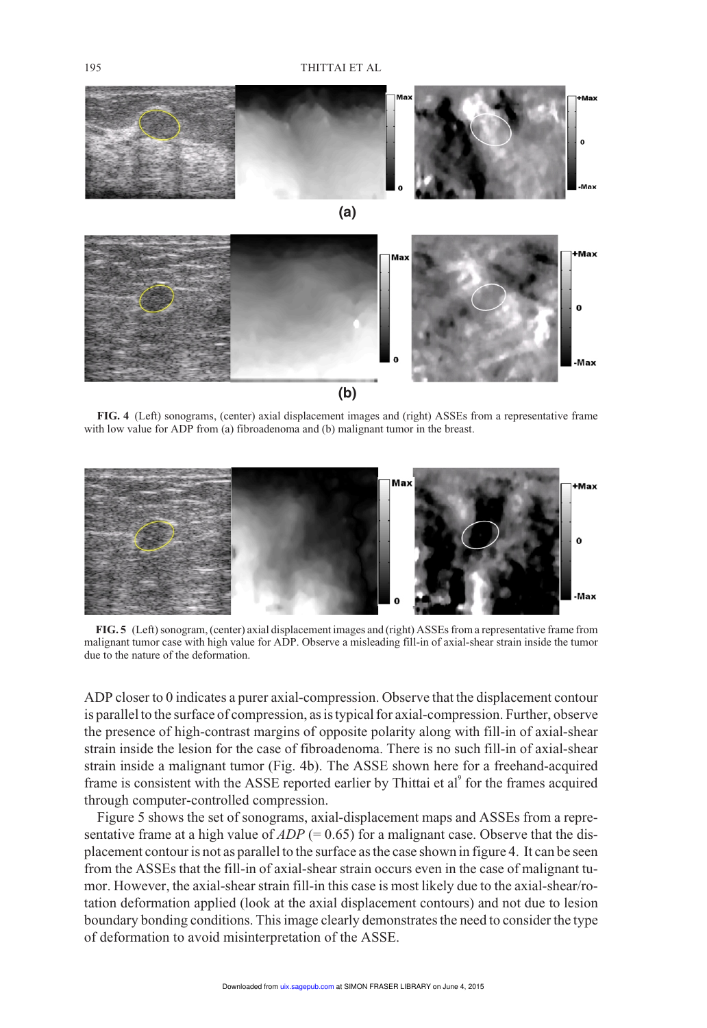**FIG. 4** (Left) sonograms, (center) axial displacement images and (right) ASSEs from a representative frame with low value for ADP from (a) fibroadenoma and (b) malignant tumor in the breast.

**FIG. 5** (Left) sonogram, (center) axial displacement images and (right) ASSEs from a representative frame from malignant tumor case with high value for ADP. Observe a misleading fill-in of axial-shear strain inside the tumor due to the nature of the deformation.

ADP closer to 0 indicates a purer axial-compression. Observe that the displacement contour is parallel to the surface of compression, as is typical for axial-compression. Further, observe the presence of high-contrast margins of opposite polarity along with fill-in of axial-shear strain inside the lesion for the case of fibroadenoma. There is no such fill-in of axial-shear strain inside a malignant tumor (Fig. 4b). The ASSE shown here for a freehand-acquired frame is consistent with the ASSE reported earlier by Thittai et al[9] for the frames acquired through computer-controlled compression.

Figure 5 shows the set of sonograms, axial-displacement maps and ASSEs from a representative frame at a high value of *ADP* (= 0.65) for a malignant case. Observe that the displacement contour is not as parallel to the surface as the case shown in figure 4. It can be seen from the ASSEs that the fill-in of axial-shear strain occurs even in the case of malignant tumor. However, the axial-shear strain fill-in this case is most likely due to the axial-shear/rotation deformation applied (look at the axial displacement contours) and not due to lesion boundary bonding conditions. This image clearly demonstrates the need to consider the type of deformation to avoid misinterpretation of the ASSE.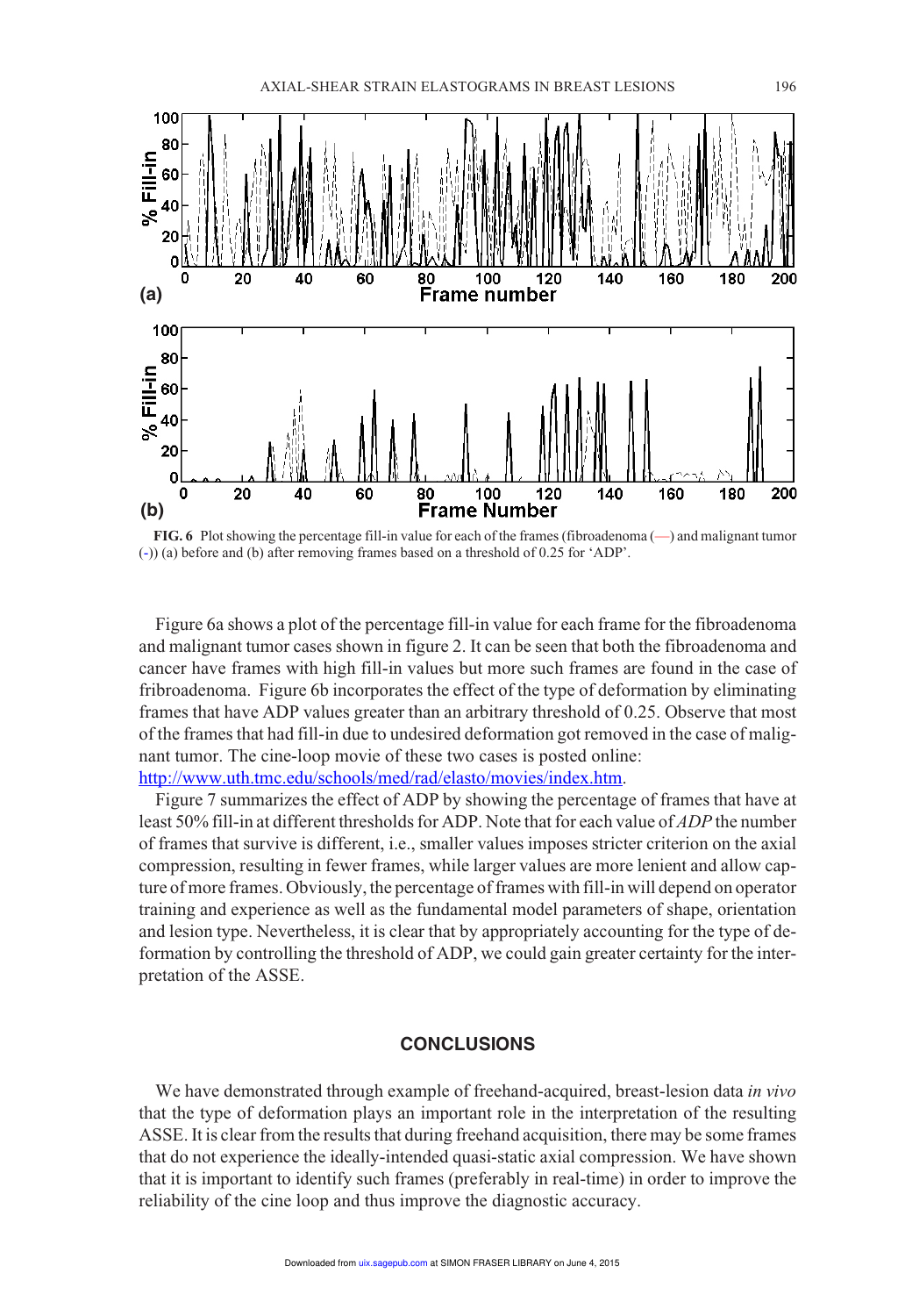FIG. 6 Plot showing the percentage fill-in value for each of the frames (fibroadenoma (—) and malignant tumor (-)) (a) before and (b) after removing frames based on a threshold of 0.25 for 'ADP'.

Figure 6a shows a plot of the percentage fill-in value for each frame for the fibroadenoma and malignant tumor cases shown in figure 2. It can be seen that both the fibroadenoma and cancer have frames with high fill-in values but more such frames are found in the case of fribroadenoma. Figure 6b incorporates the effect of the type of deformation by eliminating frames that have ADP values greater than an arbitrary threshold of 0.25. Observe that most of the frames that had fill-in due to undesired deformation got removed in the case of malignant tumor. The cine-loop movie of these two cases is posted online: http://www.uth.tmc.edu/schools/med/rad/elasto/movies/index.htm.

Figure 7 summarizes the effect of ADP by showing the percentage of frames that have at least 50% fill-in at different thresholds for ADP. Note that for each value of *ADP* the number of frames that survive is different, i.e., smaller values imposes stricter criterion on the axial compression, resulting in fewer frames, while larger values are more lenient and allow capture of more frames. Obviously, the percentage of frames with fill-in will depend on operator training and experience as well as the fundamental model parameters of shape, orientation and lesion type. Nevertheless, it is clear that by appropriately accounting for the type of deformation by controlling the threshold of ADP, we could gain greater certainty for the interpretation of the ASSE.

## CONCLUSIONS

We have demonstrated through example of freehand-acquired, breast-lesion data *in vivo* that the type of deformation plays an important role in the interpretation of the resulting ASSE. It is clear from the results that during freehand acquisition, there may be some frames that do not experience the ideally-intended quasi-static axial compression. We have shown that it is important to identify such frames (preferably in real-time) in order to improve the reliability of the cine loop and thus improve the diagnostic accuracy.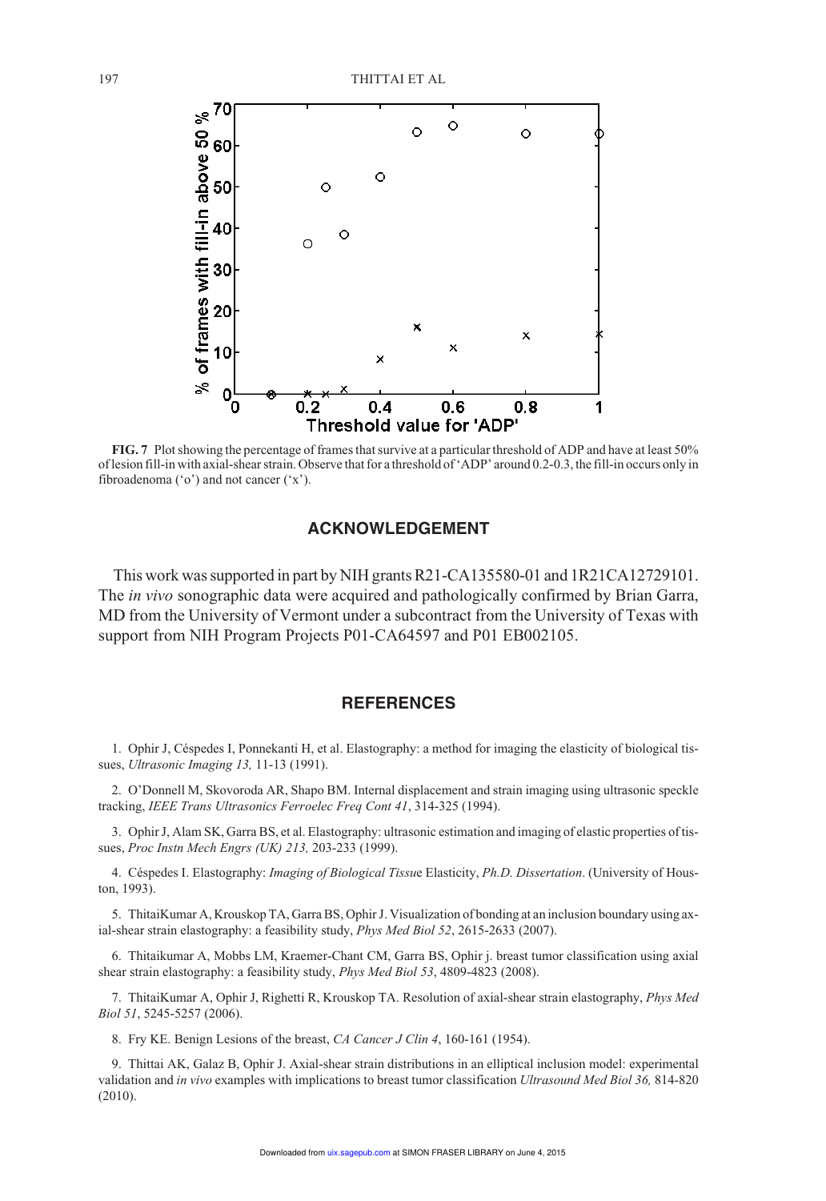**FIG. 7** Plot showing the percentage of frames that survive at a particular threshold of ADP and have at least 50% of lesion fill-in with axial-shear strain. Observe that for a threshold of 'ADP' around 0.2-0.3, the fill-in occurs only in fibroadenoma ('o') and not cancer ('x').

## ACKNOWLEDGEMENT

This work was supported in part by NIH grants R21-CA135580-01 and 1R21CA12729101. The *in vivo* sonographic data were acquired and pathologically confirmed by Brian Garra, MD from the University of Vermont under a subcontract from the University of Texas with support from NIH Program Projects P01-CA64597 and P01 EB002105.

## REFERENCES

1. Ophir J, Céspedes I, Ponnekanti H, et al. Elastography: a method for imaging the elasticity of biological tissues, *Ultrasonic Imaging 13,* 11-13 (1991).

2. O'Donnell M, Skovoroda AR, Shapo BM. Internal displacement and strain imaging using ultrasonic speckle tracking, *IEEE Trans Ultrasonics Ferroelec Freq Cont 41*, 314-325 (1994).

3. Ophir J, Alam SK, Garra BS, et al. Elastography: ultrasonic estimation and imaging of elastic properties of tissues, *Proc Instn Mech Engrs (UK) 213,* 203-233 (1999).

4. Céspedes I. Elastography: *Imaging of Biological Tissu*e Elasticity, *Ph.D. Dissertation*. (University of Houston, 1993).

5. ThitaiKumar A, Krouskop TA, Garra BS, Ophir J. Visualization of bonding at an inclusion boundary using axial-shear strain elastography: a feasibility study, *Phys Med Biol 52*, 2615-2633 (2007).

6. Thitaikumar A, Mobbs LM, Kraemer-Chant CM, Garra BS, Ophir j. breast tumor classification using axial shear strain elastography: a feasibility study, *Phys Med Biol 53*, 4809-4823 (2008).

7. ThitaiKumar A, Ophir J, Righetti R, Krouskop TA. Resolution of axial-shear strain elastography, *Phys Med Biol 51*, 5245-5257 (2006).

8. Fry KE. Benign Lesions of the breast, *CA Cancer J Clin 4*, 160-161 (1954).

9. Thittai AK, Galaz B, Ophir J. Axial-shear strain distributions in an elliptical inclusion model: experimental validation and *in vivo* examples with implications to breast tumor classification *Ultrasound Med Biol 36,* 814-820 (2010).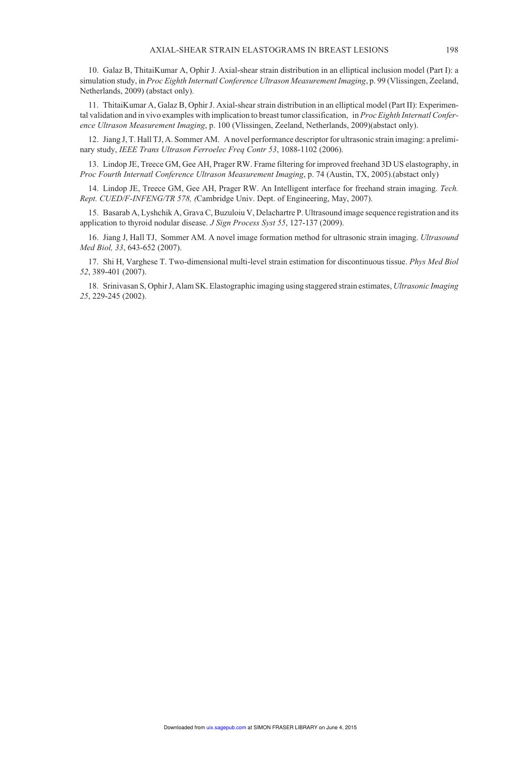10. Galaz B, ThitaiKumar A, Ophir J. Axial-shear strain distribution in an elliptical inclusion model (Part I): a simulation study, in *Proc Eighth Internatl Conference Ultrason Measurement Imaging*, p. 99 (Vlissingen, Zeeland, Netherlands, 2009) (abstact only).

11. ThitaiKumar A, Galaz B, Ophir J. Axial-shear strain distribution in an elliptical model (Part II): Experimental validation and in vivo examples with implication to breast tumor classification, in *Proc Eighth Internatl Conference Ultrason Measurement Imaging*, p. 100 (Vlissingen, Zeeland, Netherlands, 2009)(abstact only).

12. Jiang J, T. Hall TJ, A. Sommer AM. A novel performance descriptor for ultrasonic strain imaging: a preliminary study, *IEEE Trans Ultrason Ferroelec Freq Contr 53*, 1088-1102 (2006).

13. Lindop JE, Treece GM, Gee AH, Prager RW. Frame filtering for improved freehand 3D US elastography, in *Proc Fourth Internatl Conference Ultrason Measurement Imaging*, p. 74 (Austin, TX, 2005).(abstact only)

14. Lindop JE, Treece GM, Gee AH, Prager RW. An Intelligent interface for freehand strain imaging. *Tech. Rept. CUED/F-INFENG/TR 578, (*Cambridge Univ. Dept. of Engineering, May, 2007).

15. Basarab A, Lyshchik A, Grava C, Buzuloiu V, Delachartre P. Ultrasound image sequence registration and its application to thyroid nodular disease. *J Sign Process Syst 55*, 127-137 (2009).

16. Jiang J, Hall TJ, Sommer AM. A novel image formation method for ultrasonic strain imaging. *Ultrasound Med Biol, 33*, 643-652 (2007).

17. Shi H, Varghese T. Two-dimensional multi-level strain estimation for discontinuous tissue. *Phys Med Biol 52*, 389-401 (2007).

18. Srinivasan S, Ophir J, Alam SK. Elastographic imaging using staggered strain estimates, *Ultrasonic Imaging 25*, 229-245 (2002).